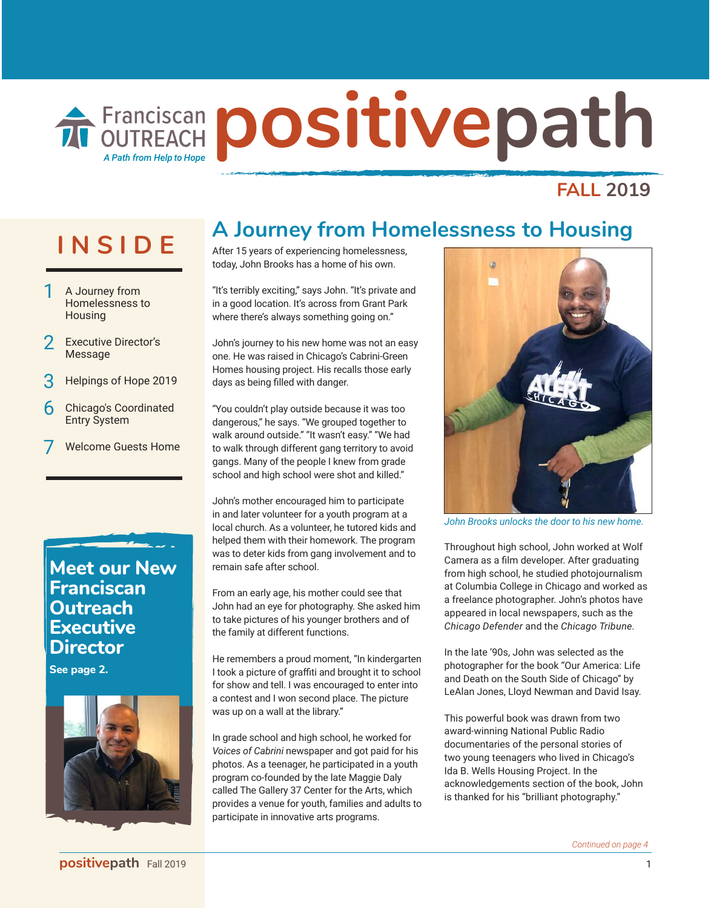Franciscan OUTREACH
*A Path from Help to Hope*

# positivepath

**FALL 2019**

## INSIDE

1 A Journey from Homelessness to Housing

2 Executive Director's Message

3 Helpings of Hope 2019

6 Chicago's Coordinated Entry System

7 Welcome Guests Home

**Meet our New Franciscan Outreach Executive Director**

**See page 2.**

# A Journey from Homelessness to Housing

After 15 years of experiencing homelessness, today, John Brooks has a home of his own.

"It's terribly exciting," says John. "It's private and in a good location. It's across from Grant Park where there's always something going on."

John's journey to his new home was not an easy one. He was raised in Chicago's Cabrini-Green Homes housing project. His recalls those early days as being filled with danger.

"You couldn't play outside because it was too dangerous," he says. "We grouped together to walk around outside." "It wasn't easy." "We had to walk through different gang territory to avoid gangs. Many of the people I knew from grade school and high school were shot and killed."

John's mother encouraged him to participate in and later volunteer for a youth program at a local church. As a volunteer, he tutored kids and helped them with their homework. The program was to deter kids from gang involvement and to remain safe after school.

From an early age, his mother could see that John had an eye for photography. She asked him to take pictures of his younger brothers and of the family at different functions.

He remembers a proud moment, "In kindergarten I took a picture of graffiti and brought it to school for show and tell. I was encouraged to enter into a contest and I won second place. The picture was up on a wall at the library."

In grade school and high school, he worked for *Voices of Cabrini* newspaper and got paid for his photos. As a teenager, he participated in a youth program co-founded by the late Maggie Daly called The Gallery 37 Center for the Arts, which provides a venue for youth, families and adults to participate in innovative arts programs.

*John Brooks unlocks the door to his new home.*

Throughout high school, John worked at Wolf Camera as a film developer. After graduating from high school, he studied photojournalism at Columbia College in Chicago and worked as a freelance photographer. John's photos have appeared in local newspapers, such as the *Chicago Defender* and the *Chicago Tribune*.

In the late '90s, John was selected as the photographer for the book "Our America: Life and Death on the South Side of Chicago" by LeAlan Jones, Lloyd Newman and David Isay.

This powerful book was drawn from two award-winning National Public Radio documentaries of the personal stories of two young teenagers who lived in Chicago's Ida B. Wells Housing Project. In the acknowledgements section of the book, John is thanked for his "brilliant photography."

*Continued on page 4*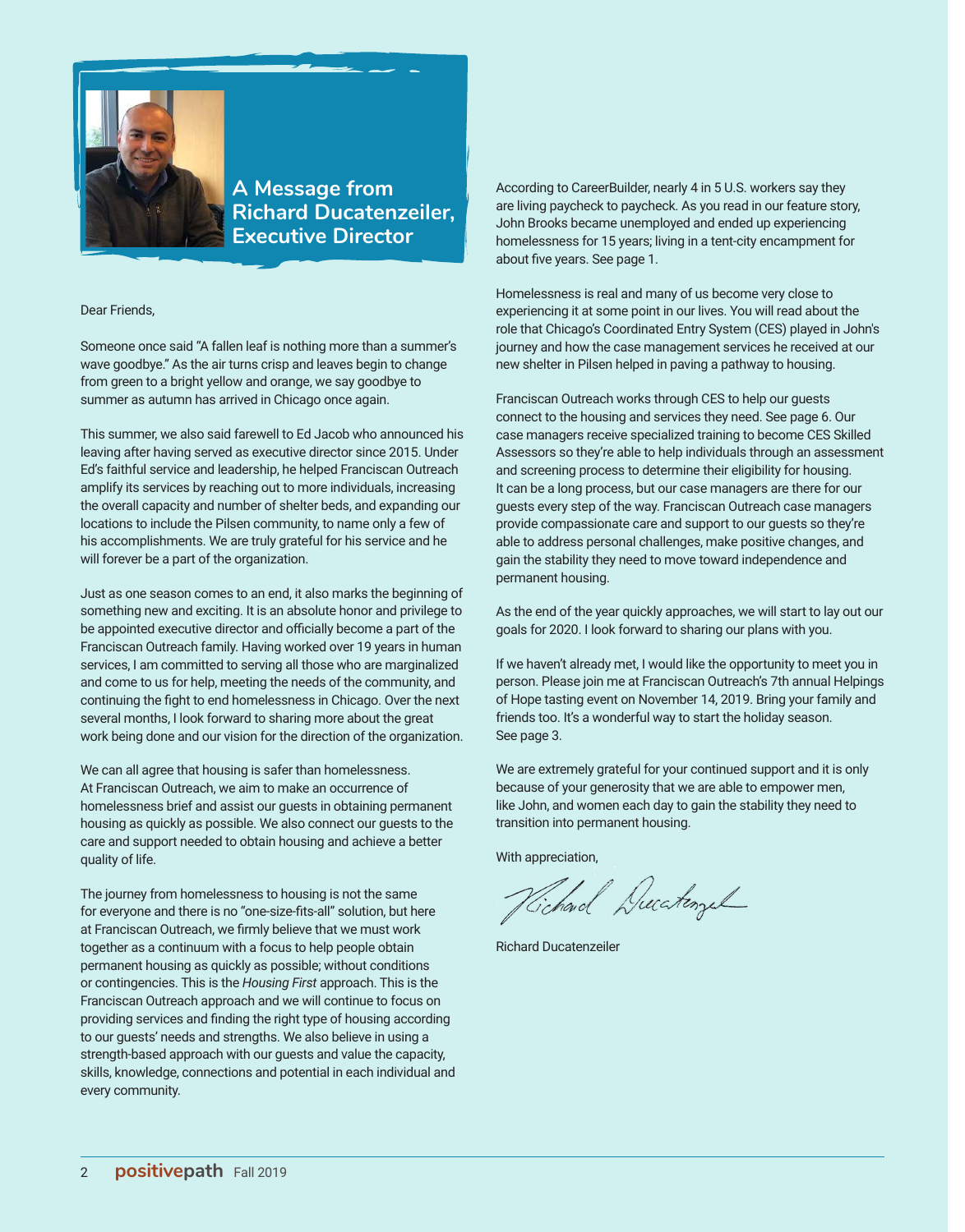# A Message from Richard Ducatenzeiler, Executive Director

Dear Friends,

Someone once said "A fallen leaf is nothing more than a summer's wave goodbye." As the air turns crisp and leaves begin to change from green to a bright yellow and orange, we say goodbye to summer as autumn has arrived in Chicago once again.

This summer, we also said farewell to Ed Jacob who announced his leaving after having served as executive director since 2015. Under Ed's faithful service and leadership, he helped Franciscan Outreach amplify its services by reaching out to more individuals, increasing the overall capacity and number of shelter beds, and expanding our locations to include the Pilsen community, to name only a few of his accomplishments. We are truly grateful for his service and he will forever be a part of the organization.

Just as one season comes to an end, it also marks the beginning of something new and exciting. It is an absolute honor and privilege to be appointed executive director and officially become a part of the Franciscan Outreach family. Having worked over 19 years in human services, I am committed to serving all those who are marginalized and come to us for help, meeting the needs of the community, and continuing the fight to end homelessness in Chicago. Over the next several months, I look forward to sharing more about the great work being done and our vision for the direction of the organization.

We can all agree that housing is safer than homelessness. At Franciscan Outreach, we aim to make an occurrence of homelessness brief and assist our guests in obtaining permanent housing as quickly as possible. We also connect our guests to the care and support needed to obtain housing and achieve a better quality of life.

The journey from homelessness to housing is not the same for everyone and there is no "one-size-fits-all" solution, but here at Franciscan Outreach, we firmly believe that we must work together as a continuum with a focus to help people obtain permanent housing as quickly as possible; without conditions or contingencies. This is the *Housing First* approach. This is the Franciscan Outreach approach and we will continue to focus on providing services and finding the right type of housing according to our guests' needs and strengths. We also believe in using a strength-based approach with our guests and value the capacity, skills, knowledge, connections and potential in each individual and every community.

According to CareerBuilder, nearly 4 in 5 U.S. workers say they are living paycheck to paycheck. As you read in our feature story, John Brooks became unemployed and ended up experiencing homelessness for 15 years; living in a tent-city encampment for about five years. See page 1.

Homelessness is real and many of us become very close to experiencing it at some point in our lives. You will read about the role that Chicago's Coordinated Entry System (CES) played in John's journey and how the case management services he received at our new shelter in Pilsen helped in paving a pathway to housing.

Franciscan Outreach works through CES to help our guests connect to the housing and services they need. See page 6. Our case managers receive specialized training to become CES Skilled Assessors so they're able to help individuals through an assessment and screening process to determine their eligibility for housing. It can be a long process, but our case managers are there for our guests every step of the way. Franciscan Outreach case managers provide compassionate care and support to our guests so they're able to address personal challenges, make positive changes, and gain the stability they need to move toward independence and permanent housing.

As the end of the year quickly approaches, we will start to lay out our goals for 2020. I look forward to sharing our plans with you.

If we haven't already met, I would like the opportunity to meet you in person. Please join me at Franciscan Outreach's 7th annual Helpings of Hope tasting event on November 14, 2019. Bring your family and friends too. It's a wonderful way to start the holiday season. See page 3.

We are extremely grateful for your continued support and it is only because of your generosity that we are able to empower men, like John, and women each day to gain the stability they need to transition into permanent housing.

With appreciation,

Richard Ducatenzeiler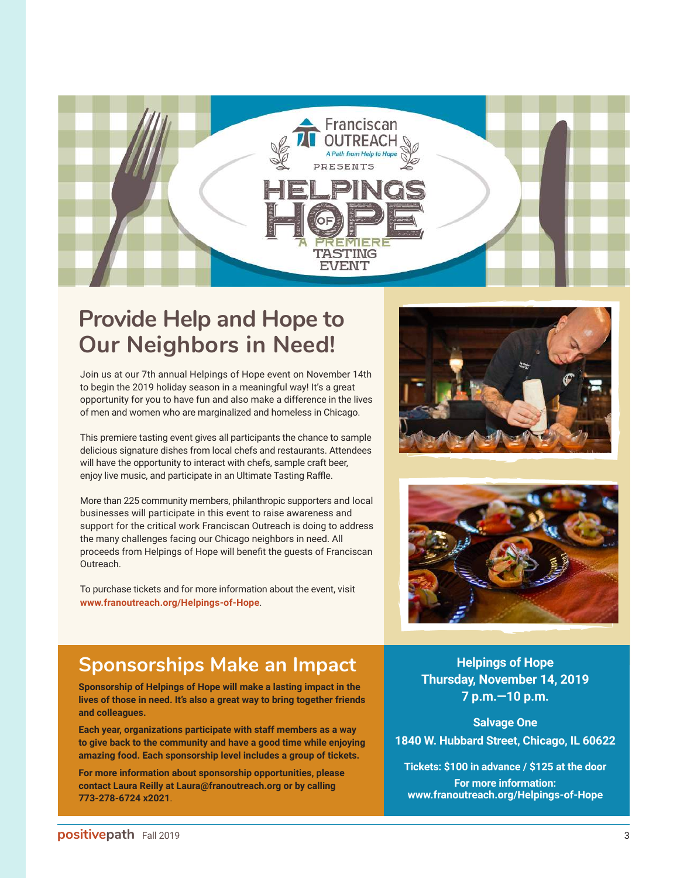Franciscan OUTREACH

*A Path from Help to Hope*

PRESENTS

# HELPINGS OF HOPE

A PREMIERE TASTING EVENT

## Provide Help and Hope to Our Neighbors in Need!

Join us at our 7th annual Helpings of Hope event on November 14th to begin the 2019 holiday season in a meaningful way! It's a great opportunity for you to have fun and also make a difference in the lives of men and women who are marginalized and homeless in Chicago.

This premiere tasting event gives all participants the chance to sample delicious signature dishes from local chefs and restaurants. Attendees will have the opportunity to interact with chefs, sample craft beer, enjoy live music, and participate in an Ultimate Tasting Raffle.

More than 225 community members, philanthropic supporters and local businesses will participate in this event to raise awareness and support for the critical work Franciscan Outreach is doing to address the many challenges facing our Chicago neighbors in need. All proceeds from Helpings of Hope will benefit the guests of Franciscan Outreach.

To purchase tickets and for more information about the event, visit **www.franoutreach.org/Helpings-of-Hope**.

## Sponsorships Make an Impact

**Sponsorship of Helpings of Hope will make a lasting impact in the lives of those in need. It's also a great way to bring together friends and colleagues.**

**Each year, organizations participate with staff members as a way to give back to the community and have a good time while enjoying amazing food. Each sponsorship level includes a group of tickets.**

**For more information about sponsorship opportunities, please contact Laura Reilly at Laura@franoutreach.org or by calling 773-278-6724 x2021**.

**Helpings of Hope**
**Thursday, November 14, 2019**
**7 p.m.—10 p.m.**

**Salvage One**
**1840 W. Hubbard Street, Chicago, IL 60622**

**Tickets: $100 in advance / $125 at the door**
**For more information:**
**www.franoutreach.org/Helpings-of-Hope**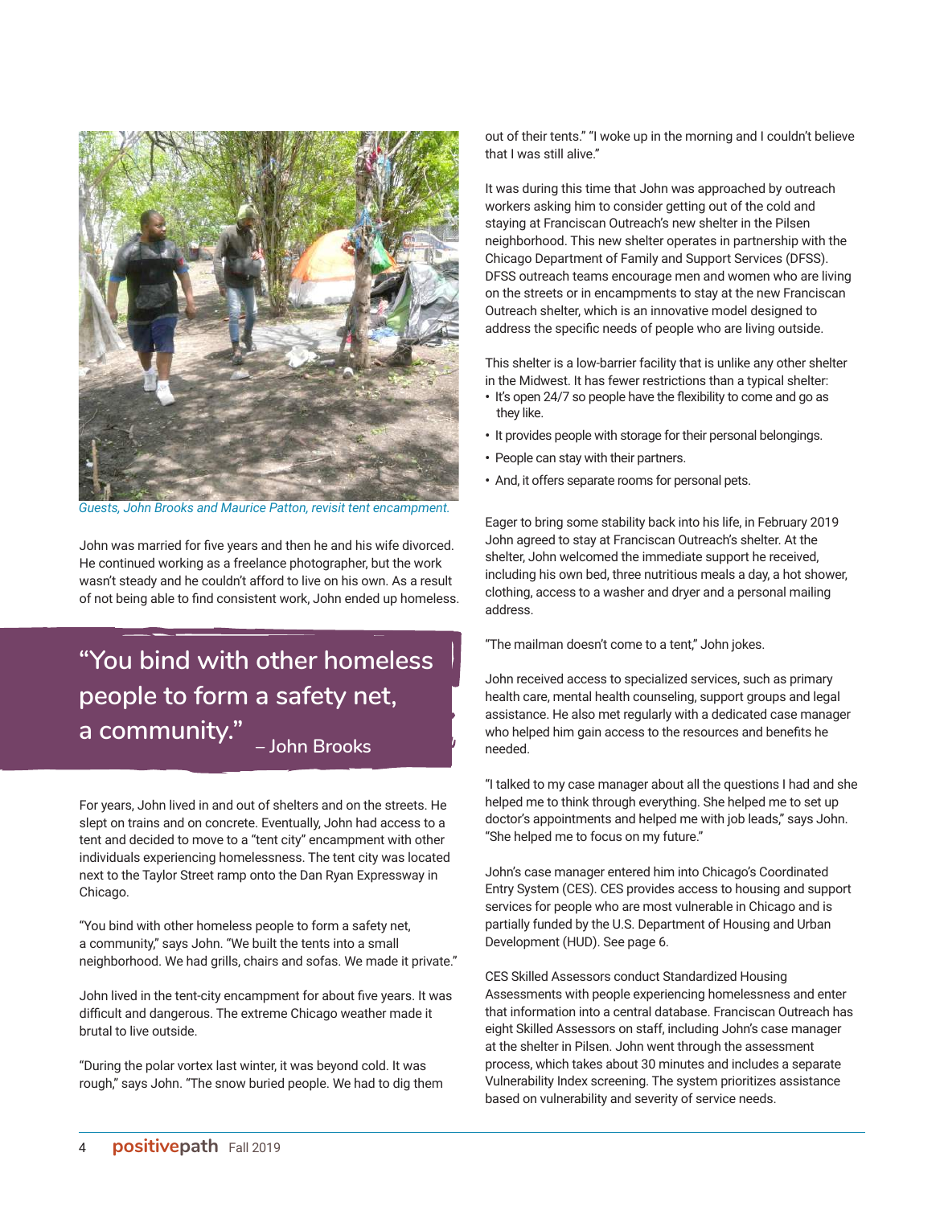*Guests, John Brooks and Maurice Patton, revisit tent encampment.*

John was married for five years and then he and his wife divorced. He continued working as a freelance photographer, but the work wasn't steady and he couldn't afford to live on his own. As a result of not being able to find consistent work, John ended up homeless.

> "You bind with other homeless people to form a safety net, a community." – John Brooks

For years, John lived in and out of shelters and on the streets. He slept on trains and on concrete. Eventually, John had access to a tent and decided to move to a "tent city" encampment with other individuals experiencing homelessness. The tent city was located next to the Taylor Street ramp onto the Dan Ryan Expressway in Chicago.

"You bind with other homeless people to form a safety net, a community," says John. "We built the tents into a small neighborhood. We had grills, chairs and sofas. We made it private."

John lived in the tent-city encampment for about five years. It was difficult and dangerous. The extreme Chicago weather made it brutal to live outside.

"During the polar vortex last winter, it was beyond cold. It was rough," says John. "The snow buried people. We had to dig them out of their tents." "I woke up in the morning and I couldn't believe that I was still alive."

It was during this time that John was approached by outreach workers asking him to consider getting out of the cold and staying at Franciscan Outreach's new shelter in the Pilsen neighborhood. This new shelter operates in partnership with the Chicago Department of Family and Support Services (DFSS). DFSS outreach teams encourage men and women who are living on the streets or in encampments to stay at the new Franciscan Outreach shelter, which is an innovative model designed to address the specific needs of people who are living outside.

This shelter is a low-barrier facility that is unlike any other shelter in the Midwest. It has fewer restrictions than a typical shelter:

- It's open 24/7 so people have the flexibility to come and go as they like.
- It provides people with storage for their personal belongings.
- People can stay with their partners.
- And, it offers separate rooms for personal pets.

Eager to bring some stability back into his life, in February 2019 John agreed to stay at Franciscan Outreach's shelter. At the shelter, John welcomed the immediate support he received, including his own bed, three nutritious meals a day, a hot shower, clothing, access to a washer and dryer and a personal mailing address.

"The mailman doesn't come to a tent," John jokes.

John received access to specialized services, such as primary health care, mental health counseling, support groups and legal assistance. He also met regularly with a dedicated case manager who helped him gain access to the resources and benefits he needed.

"I talked to my case manager about all the questions I had and she helped me to think through everything. She helped me to set up doctor's appointments and helped me with job leads," says John. "She helped me to focus on my future."

John's case manager entered him into Chicago's Coordinated Entry System (CES). CES provides access to housing and support services for people who are most vulnerable in Chicago and is partially funded by the U.S. Department of Housing and Urban Development (HUD). See page 6.

CES Skilled Assessors conduct Standardized Housing Assessments with people experiencing homelessness and enter that information into a central database. Franciscan Outreach has eight Skilled Assessors on staff, including John's case manager at the shelter in Pilsen. John went through the assessment process, which takes about 30 minutes and includes a separate Vulnerability Index screening. The system prioritizes assistance based on vulnerability and severity of service needs.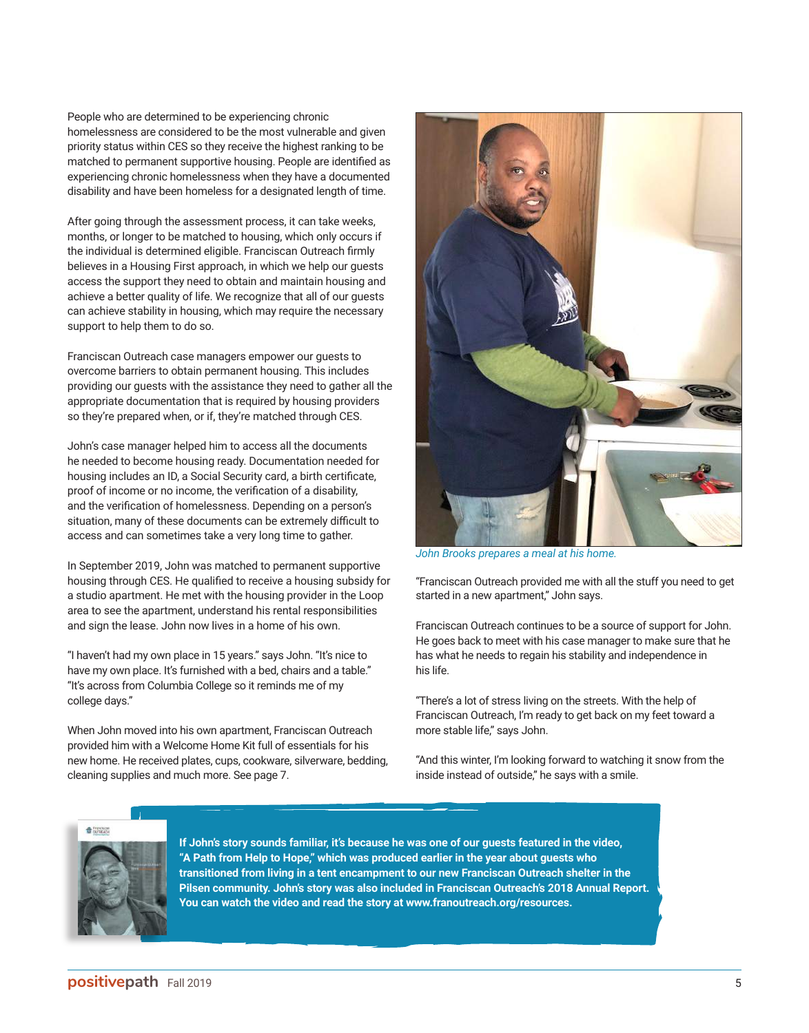People who are determined to be experiencing chronic homelessness are considered to be the most vulnerable and given priority status within CES so they receive the highest ranking to be matched to permanent supportive housing. People are identified as experiencing chronic homelessness when they have a documented disability and have been homeless for a designated length of time.

After going through the assessment process, it can take weeks, months, or longer to be matched to housing, which only occurs if the individual is determined eligible. Franciscan Outreach firmly believes in a Housing First approach, in which we help our guests access the support they need to obtain and maintain housing and achieve a better quality of life. We recognize that all of our guests can achieve stability in housing, which may require the necessary support to help them to do so.

Franciscan Outreach case managers empower our guests to overcome barriers to obtain permanent housing. This includes providing our guests with the assistance they need to gather all the appropriate documentation that is required by housing providers so they're prepared when, or if, they're matched through CES.

John's case manager helped him to access all the documents he needed to become housing ready. Documentation needed for housing includes an ID, a Social Security card, a birth certificate, proof of income or no income, the verification of a disability, and the verification of homelessness. Depending on a person's situation, many of these documents can be extremely difficult to access and can sometimes take a very long time to gather.

In September 2019, John was matched to permanent supportive housing through CES. He qualified to receive a housing subsidy for a studio apartment. He met with the housing provider in the Loop area to see the apartment, understand his rental responsibilities and sign the lease. John now lives in a home of his own.

"I haven't had my own place in 15 years." says John. "It's nice to have my own place. It's furnished with a bed, chairs and a table." "It's across from Columbia College so it reminds me of my college days."

When John moved into his own apartment, Franciscan Outreach provided him with a Welcome Home Kit full of essentials for his new home. He received plates, cups, cookware, silverware, bedding, cleaning supplies and much more. See page 7.

*John Brooks prepares a meal at his home.*

"Franciscan Outreach provided me with all the stuff you need to get started in a new apartment," John says.

Franciscan Outreach continues to be a source of support for John. He goes back to meet with his case manager to make sure that he has what he needs to regain his stability and independence in his life.

"There's a lot of stress living on the streets. With the help of Franciscan Outreach, I'm ready to get back on my feet toward a more stable life," says John.

"And this winter, I'm looking forward to watching it snow from the inside instead of outside," he says with a smile.

**If John's story sounds familiar, it's because he was one of our guests featured in the video, "A Path from Help to Hope," which was produced earlier in the year about guests who transitioned from living in a tent encampment to our new Franciscan Outreach shelter in the Pilsen community. John's story was also included in Franciscan Outreach's 2018 Annual Report. You can watch the video and read the story at www.franoutreach.org/resources.**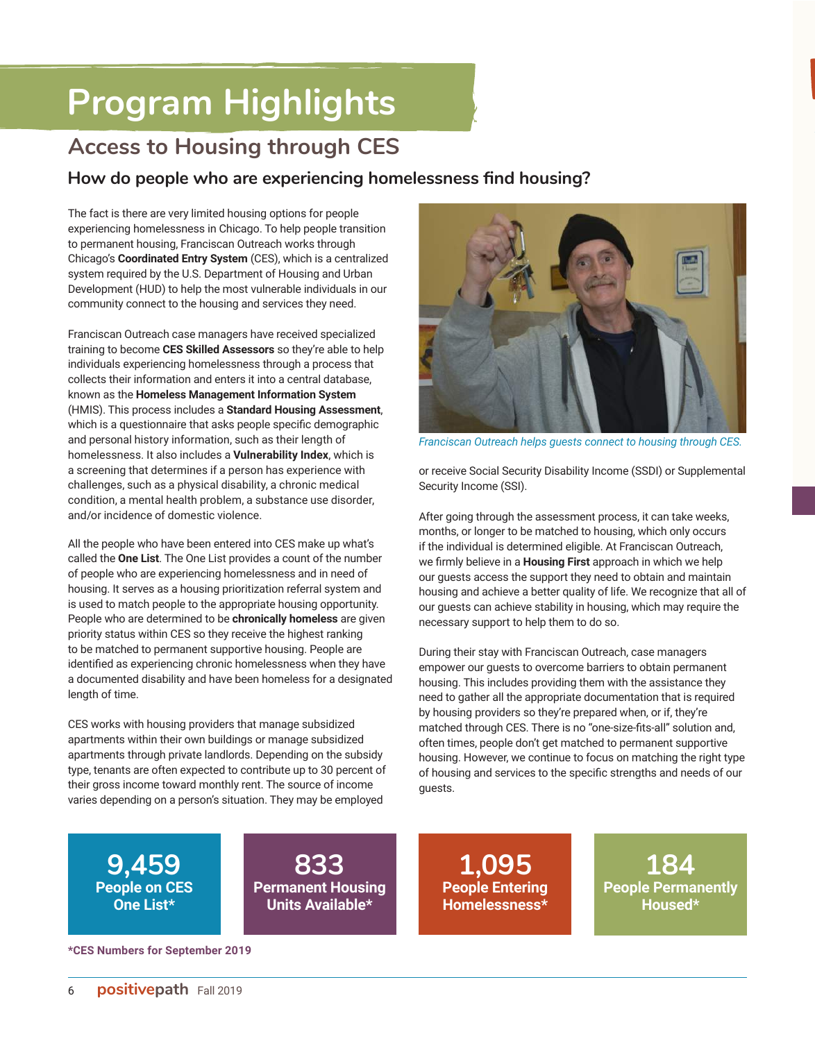# Program Highlights

## Access to Housing through CES

### How do people who are experiencing homelessness find housing?

The fact is there are very limited housing options for people experiencing homelessness in Chicago. To help people transition to permanent housing, Franciscan Outreach works through Chicago's **Coordinated Entry System** (CES), which is a centralized system required by the U.S. Department of Housing and Urban Development (HUD) to help the most vulnerable individuals in our community connect to the housing and services they need.

Franciscan Outreach case managers have received specialized training to become **CES Skilled Assessors** so they're able to help individuals experiencing homelessness through a process that collects their information and enters it into a central database, known as the **Homeless Management Information System** (HMIS). This process includes a **Standard Housing Assessment**, which is a questionnaire that asks people specific demographic and personal history information, such as their length of homelessness. It also includes a **Vulnerability Index**, which is a screening that determines if a person has experience with challenges, such as a physical disability, a chronic medical condition, a mental health problem, a substance use disorder, and/or incidence of domestic violence.

All the people who have been entered into CES make up what's called the **One List**. The One List provides a count of the number of people who are experiencing homelessness and in need of housing. It serves as a housing prioritization referral system and is used to match people to the appropriate housing opportunity. People who are determined to be **chronically homeless** are given priority status within CES so they receive the highest ranking to be matched to permanent supportive housing. People are identified as experiencing chronic homelessness when they have a documented disability and have been homeless for a designated length of time.

CES works with housing providers that manage subsidized apartments within their own buildings or manage subsidized apartments through private landlords. Depending on the subsidy type, tenants are often expected to contribute up to 30 percent of their gross income toward monthly rent. The source of income varies depending on a person's situation. They may be employed or receive Social Security Disability Income (SSDI) or Supplemental Security Income (SSI).

*Franciscan Outreach helps guests connect to housing through CES.*

After going through the assessment process, it can take weeks, months, or longer to be matched to housing, which only occurs if the individual is determined eligible. At Franciscan Outreach, we firmly believe in a **Housing First** approach in which we help our guests access the support they need to obtain and maintain housing and achieve a better quality of life. We recognize that all of our guests can achieve stability in housing, which may require the necessary support to help them to do so.

During their stay with Franciscan Outreach, case managers empower our guests to overcome barriers to obtain permanent housing. This includes providing them with the assistance they need to gather all the appropriate documentation that is required by housing providers so they're prepared when, or if, they're matched through CES. There is no "one-size-fits-all" solution and, often times, people don't get matched to permanent supportive housing. However, we continue to focus on matching the right type of housing and services to the specific strengths and needs of our guests.

**9,459**
**People on CES One List***

**833**
**Permanent Housing Units Available***

**1,095**
**People Entering Homelessness***

**184**
**People Permanently Housed***

***CES Numbers for September 2019**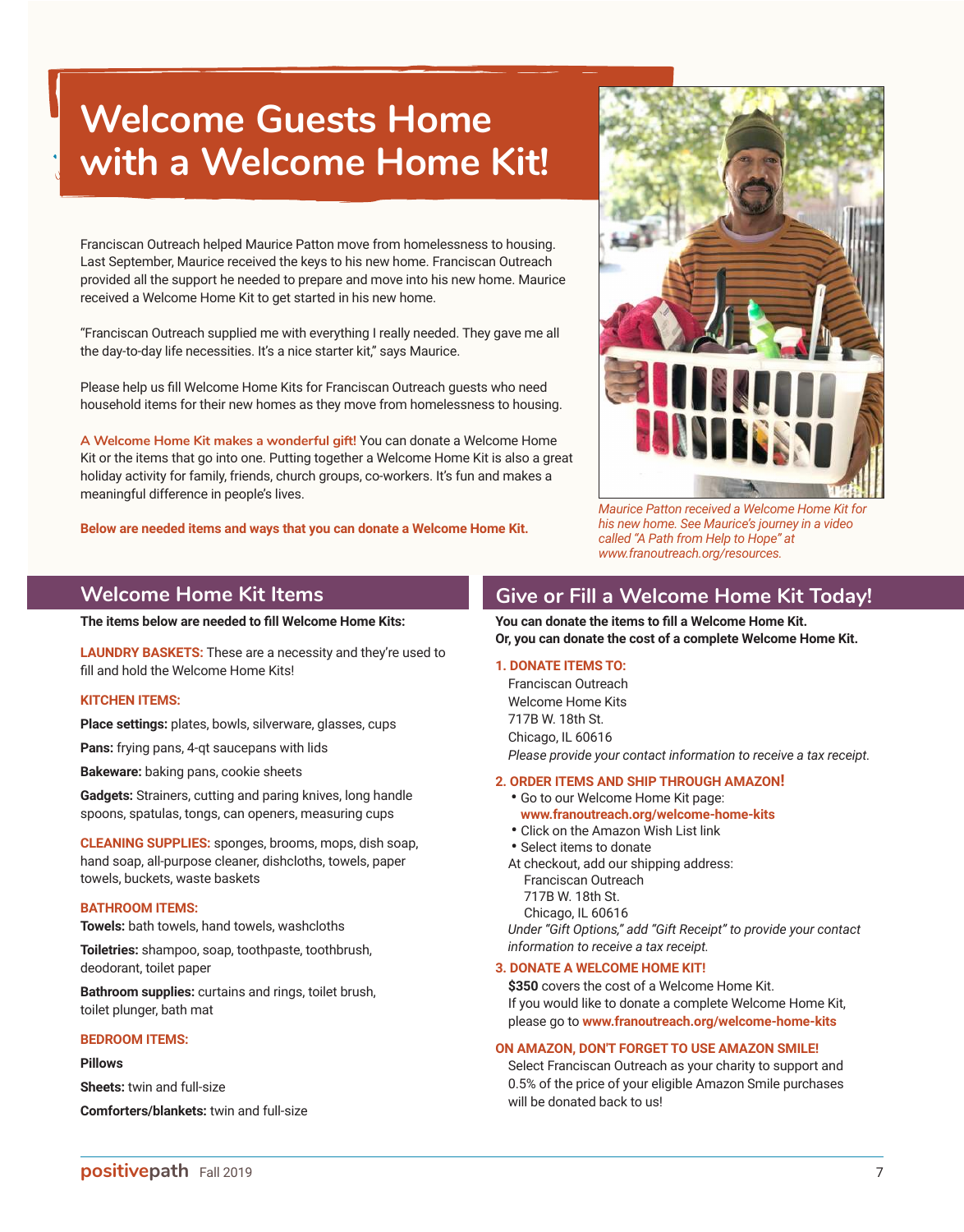# Welcome Guests Home with a Welcome Home Kit!

Franciscan Outreach helped Maurice Patton move from homelessness to housing. Last September, Maurice received the keys to his new home. Franciscan Outreach provided all the support he needed to prepare and move into his new home. Maurice received a Welcome Home Kit to get started in his new home.

"Franciscan Outreach supplied me with everything I really needed. They gave me all the day-to-day life necessities. It's a nice starter kit," says Maurice.

Please help us fill Welcome Home Kits for Franciscan Outreach guests who need household items for their new homes as they move from homelessness to housing.

**A Welcome Home Kit makes a wonderful gift!** You can donate a Welcome Home Kit or the items that go into one. Putting together a Welcome Home Kit is also a great holiday activity for family, friends, church groups, co-workers. It's fun and makes a meaningful difference in people's lives.

**Below are needed items and ways that you can donate a Welcome Home Kit.**

*Maurice Patton received a Welcome Home Kit for his new home. See Maurice's journey in a video called "A Path from Help to Hope" at www.franoutreach.org/resources.*

## Welcome Home Kit Items

**The items below are needed to fill Welcome Home Kits:**

**LAUNDRY BASKETS:** These are a necessity and they're used to fill and hold the Welcome Home Kits!

**KITCHEN ITEMS:**

**Place settings:** plates, bowls, silverware, glasses, cups

**Pans:** frying pans, 4-qt saucepans with lids

**Bakeware:** baking pans, cookie sheets

**Gadgets:** Strainers, cutting and paring knives, long handle spoons, spatulas, tongs, can openers, measuring cups

**CLEANING SUPPLIES:** sponges, brooms, mops, dish soap, hand soap, all-purpose cleaner, dishcloths, towels, paper towels, buckets, waste baskets

**BATHROOM ITEMS:**

**Towels:** bath towels, hand towels, washcloths

**Toiletries:** shampoo, soap, toothpaste, toothbrush, deodorant, toilet paper

**Bathroom supplies:** curtains and rings, toilet brush, toilet plunger, bath mat

**BEDROOM ITEMS:**

**Pillows**

**Sheets:** twin and full-size

**Comforters/blankets:** twin and full-size

## Give or Fill a Welcome Home Kit Today!

**You can donate the items to fill a Welcome Home Kit.**
**Or, you can donate the cost of a complete Welcome Home Kit.**

**1. DONATE ITEMS TO:**

Franciscan Outreach
Welcome Home Kits
717B W. 18th St.
Chicago, IL 60616

*Please provide your contact information to receive a tax receipt.*

**2. ORDER ITEMS AND SHIP THROUGH AMAZON!**

- Go to our Welcome Home Kit page: **www.franoutreach.org/welcome-home-kits**
- Click on the Amazon Wish List link
- Select items to donate

At checkout, add our shipping address:

Franciscan Outreach
717B W. 18th St.
Chicago, IL 60616

*Under "Gift Options," add "Gift Receipt" to provide your contact information to receive a tax receipt.*

**3. DONATE A WELCOME HOME KIT!**

**$350** covers the cost of a Welcome Home Kit.
If you would like to donate a complete Welcome Home Kit, please go to **www.franoutreach.org/welcome-home-kits**

**ON AMAZON, DON'T FORGET TO USE AMAZON SMILE!**

Select Franciscan Outreach as your charity to support and 0.5% of the price of your eligible Amazon Smile purchases will be donated back to us!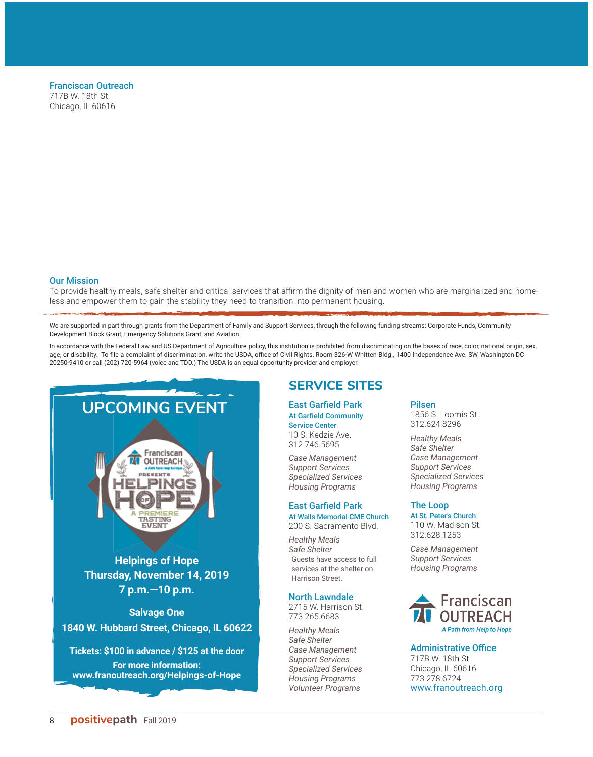**Franciscan Outreach**
717B W. 18th St.
Chicago, IL 60616

### Our Mission

To provide healthy meals, safe shelter and critical services that affirm the dignity of men and women who are marginalized and homeless and empower them to gain the stability they need to transition into permanent housing.

We are supported in part through grants from the Department of Family and Support Services, through the following funding streams: Corporate Funds, Community Development Block Grant, Emergency Solutions Grant, and Aviation.

In accordance with the Federal Law and US Department of Agriculture policy, this institution is prohibited from discriminating on the bases of race, color, national origin, sex, age, or disability. To file a complaint of discrimination, write the USDA, office of Civil Rights, Room 326-W Whitten Bldg., 1400 Independence Ave. SW, Washington DC 20250-9410 or call (202) 720-5964 (voice and TDD.) The USDA is an equal opportunity provider and employer.

## UPCOMING EVENT

Franciscan Outreach presents Helpings of Hope — A Premiere Tasting Event

**Helpings of Hope**
**Thursday, November 14, 2019**
**7 p.m.—10 p.m.**

**Salvage One**
**1840 W. Hubbard Street, Chicago, IL 60622**

**Tickets: $100 in advance / $125 at the door**
**For more information:**
**www.franoutreach.org/Helpings-of-Hope**

## SERVICE SITES

### East Garfield Park
**At Garfield Community Service Center**
10 S. Kedzie Ave.
312.746.5695

*Case Management*
*Support Services*
*Specialized Services*
*Housing Programs*

### East Garfield Park
**At Walls Memorial CME Church**
200 S. Sacramento Blvd.

*Healthy Meals*
*Safe Shelter*
Guests have access to full services at the shelter on Harrison Street.

### North Lawndale
2715 W. Harrison St.
773.265.6683

*Healthy Meals*
*Safe Shelter*
*Case Management*
*Support Services*
*Specialized Services*
*Housing Programs*
*Volunteer Programs*

### Pilsen
1856 S. Loomis St.
312.624.8296

*Healthy Meals*
*Safe Shelter*
*Case Management*
*Support Services*
*Specialized Services*
*Housing Programs*

### The Loop
**At St. Peter's Church**
110 W. Madison St.
312.628.1253

*Case Management*
*Support Services*
*Housing Programs*

Franciscan OUTREACH
*A Path from Help to Hope*

### Administrative Office
717B W. 18th St.
Chicago, IL 60616
773.278.6724
www.franoutreach.org